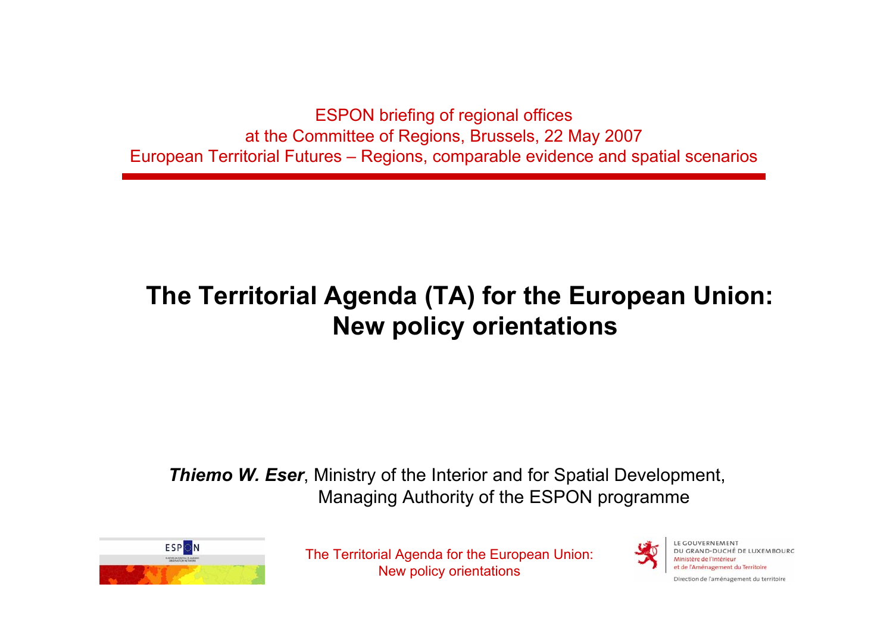ESPON briefing of regional offices
at the Committee of Regions, Brussels, 22 May 2007
European Territorial Futures – Regions, comparable evidence and spatial scenarios

# The Territorial Agenda (TA) for the European Union: New policy orientations

***Thiemo W. Eser***, Ministry of the Interior and for Spatial Development, Managing Authority of the ESPON programme

LE GOUVERNEMENT DU GRAND-DUCHÉ DE LUXEMBOURG
Ministère de l'Intérieur et de l'Aménagement du Territoire
Direction de l'aménagement du territoire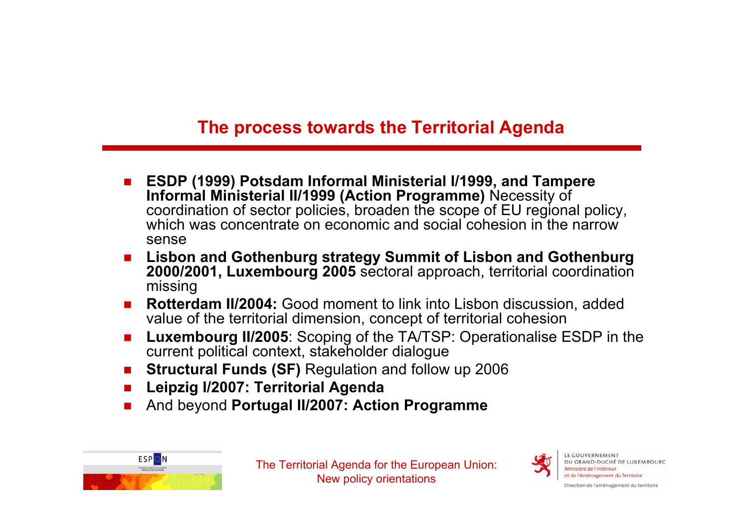## The process towards the Territorial Agenda

- **ESDP (1999) Potsdam Informal Ministerial I/1999, and Tampere Informal Ministerial II/1999 (Action Programme)** Necessity of coordination of sector policies, broaden the scope of EU regional policy, which was concentrate on economic and social cohesion in the narrow sense
- **Lisbon and Gothenburg strategy Summit of Lisbon and Gothenburg 2000/2001, Luxembourg 2005** sectoral approach, territorial coordination missing
- **Rotterdam II/2004:** Good moment to link into Lisbon discussion, added value of the territorial dimension, concept of territorial cohesion
- **Luxembourg II/2005**: Scoping of the TA/TSP: Operationalise ESDP in the current political context, stakeholder dialogue
- **Structural Funds (SF)** Regulation and follow up 2006
- **Leipzig I/2007: Territorial Agenda**
- And beyond **Portugal II/2007: Action Programme**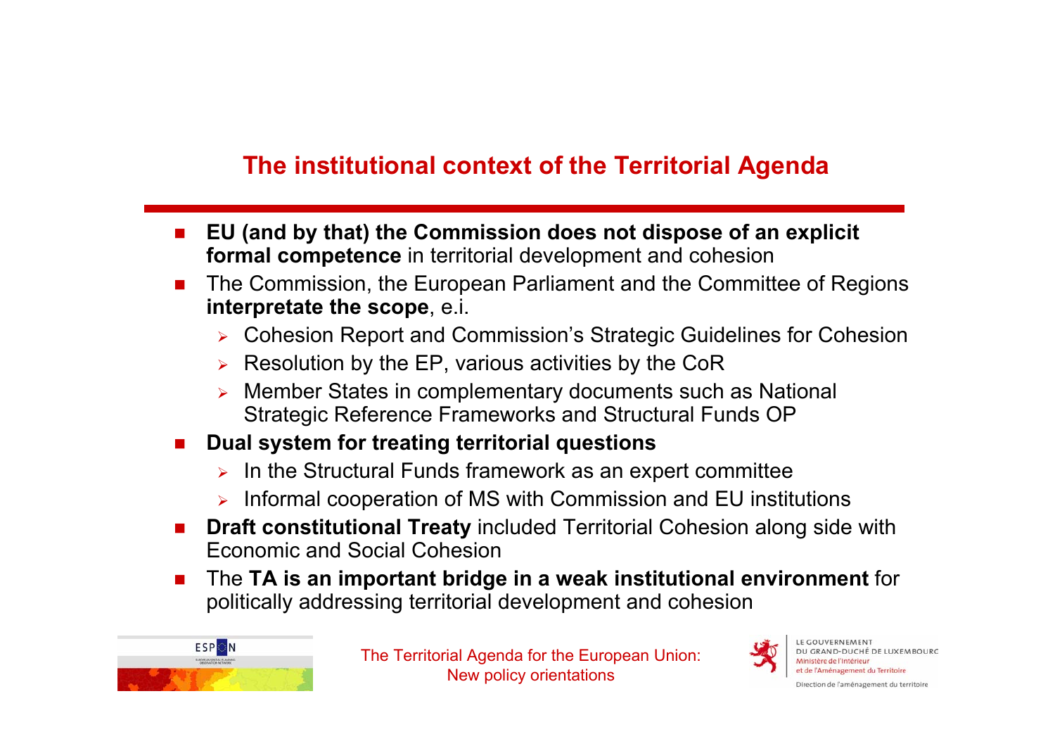## The institutional context of the Territorial Agenda

- **EU (and by that) the Commission does not dispose of an explicit formal competence** in territorial development and cohesion
- The Commission, the European Parliament and the Committee of Regions **interpretate the scope**, e.i.
  - Cohesion Report and Commission's Strategic Guidelines for Cohesion
  - Resolution by the EP, various activities by the CoR
  - Member States in complementary documents such as National Strategic Reference Frameworks and Structural Funds OP
- **Dual system for treating territorial questions**
  - In the Structural Funds framework as an expert committee
  - Informal cooperation of MS with Commission and EU institutions
- **Draft constitutional Treaty** included Territorial Cohesion along side with Economic and Social Cohesion
- The **TA is an important bridge in a weak institutional environment** for politically addressing territorial development and cohesion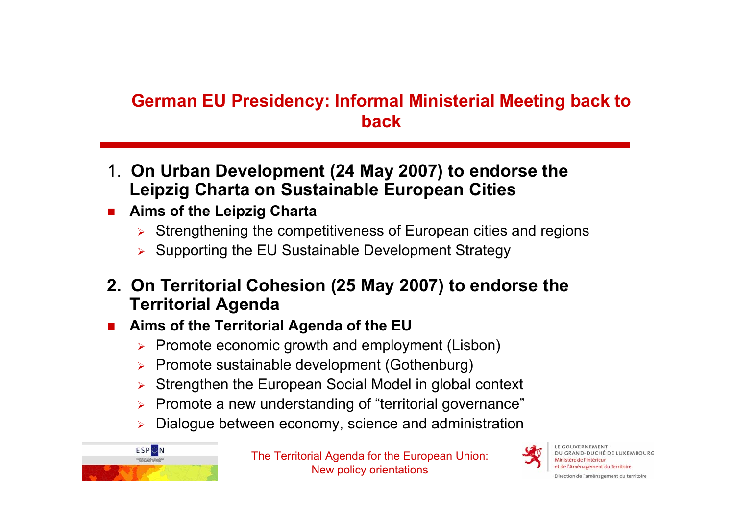## German EU Presidency: Informal Ministerial Meeting back to back

1. **On Urban Development (24 May 2007) to endorse the Leipzig Charta on Sustainable European Cities**

- **Aims of the Leipzig Charta**
  - Strengthening the competitiveness of European cities and regions
  - Supporting the EU Sustainable Development Strategy

2. **On Territorial Cohesion (25 May 2007) to endorse the Territorial Agenda**

- **Aims of the Territorial Agenda of the EU**
  - Promote economic growth and employment (Lisbon)
  - Promote sustainable development (Gothenburg)
  - Strengthen the European Social Model in global context
  - Promote a new understanding of “territorial governance”
  - Dialogue between economy, science and administration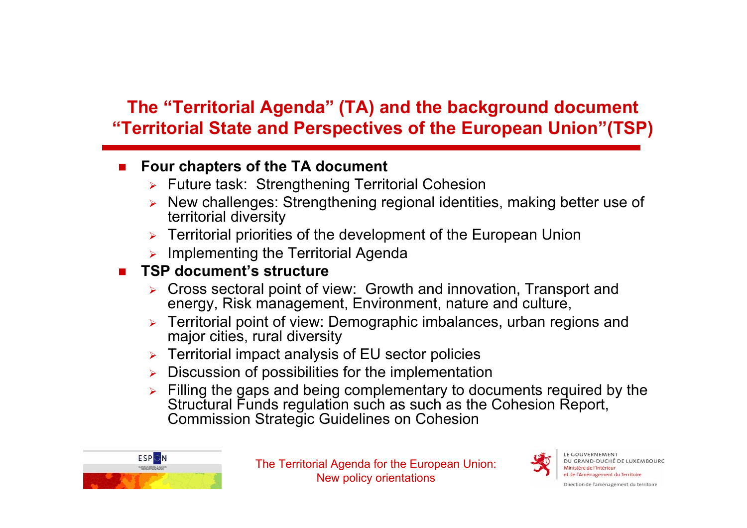## The "Territorial Agenda" (TA) and the background document "Territorial State and Perspectives of the European Union"(TSP)

- **Four chapters of the TA document**
  - Future task: Strengthening Territorial Cohesion
  - New challenges: Strengthening regional identities, making better use of territorial diversity
  - Territorial priorities of the development of the European Union
  - Implementing the Territorial Agenda
- **TSP document's structure**
  - Cross sectoral point of view: Growth and innovation, Transport and energy, Risk management, Environment, nature and culture,
  - Territorial point of view: Demographic imbalances, urban regions and major cities, rural diversity
  - Territorial impact analysis of EU sector policies
  - Discussion of possibilities for the implementation
  - Filling the gaps and being complementary to documents required by the Structural Funds regulation such as such as the Cohesion Report, Commission Strategic Guidelines on Cohesion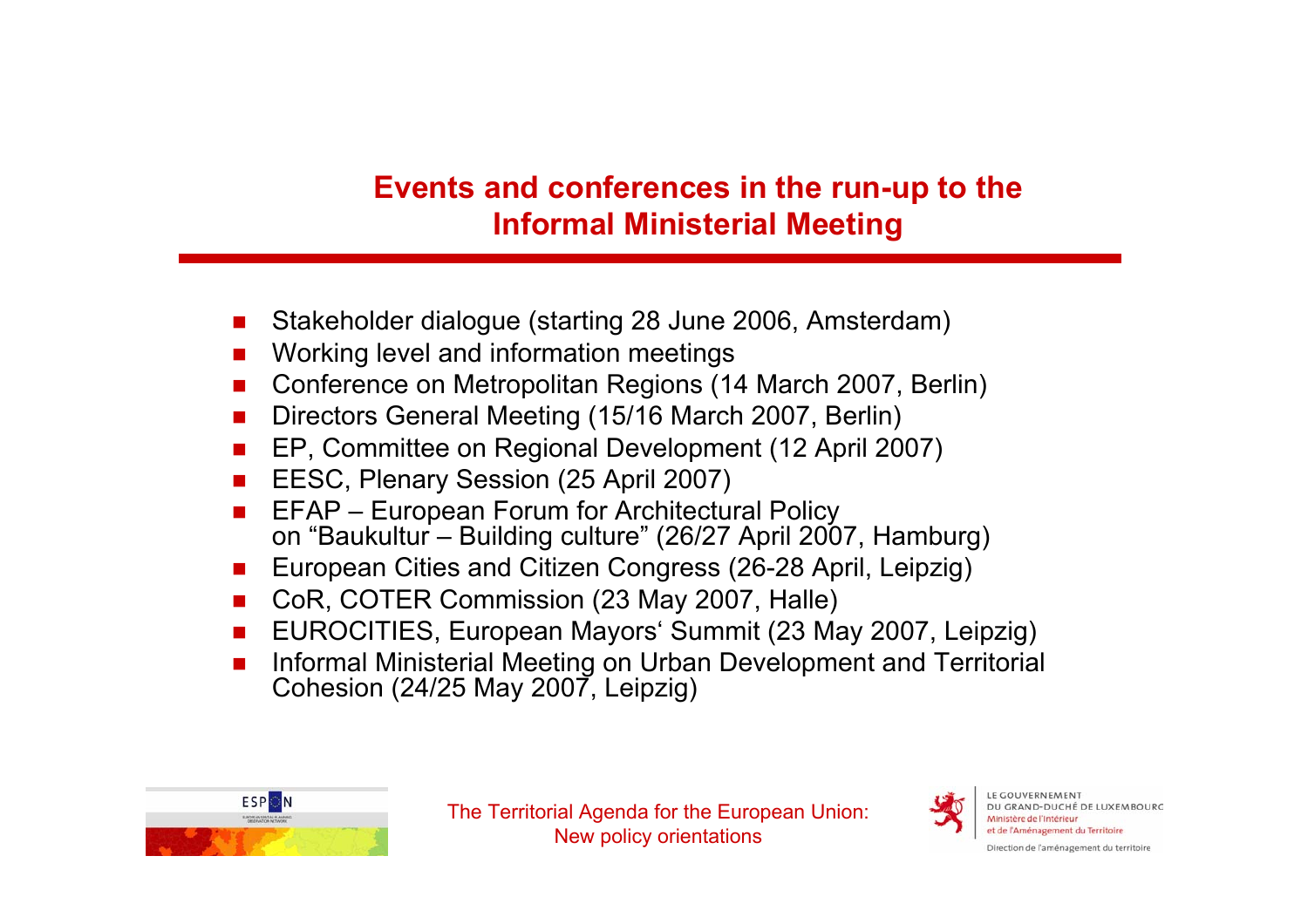## Events and conferences in the run-up to the Informal Ministerial Meeting

- Stakeholder dialogue (starting 28 June 2006, Amsterdam)
- Working level and information meetings
- Conference on Metropolitan Regions (14 March 2007, Berlin)
- Directors General Meeting (15/16 March 2007, Berlin)
- EP, Committee on Regional Development (12 April 2007)
- EESC, Plenary Session (25 April 2007)
- EFAP – European Forum for Architectural Policy on “Baukultur – Building culture” (26/27 April 2007, Hamburg)
- European Cities and Citizen Congress (26-28 April, Leipzig)
- CoR, COTER Commission (23 May 2007, Halle)
- EUROCITIES, European Mayors‘ Summit (23 May 2007, Leipzig)
- Informal Ministerial Meeting on Urban Development and Territorial Cohesion (24/25 May 2007, Leipzig)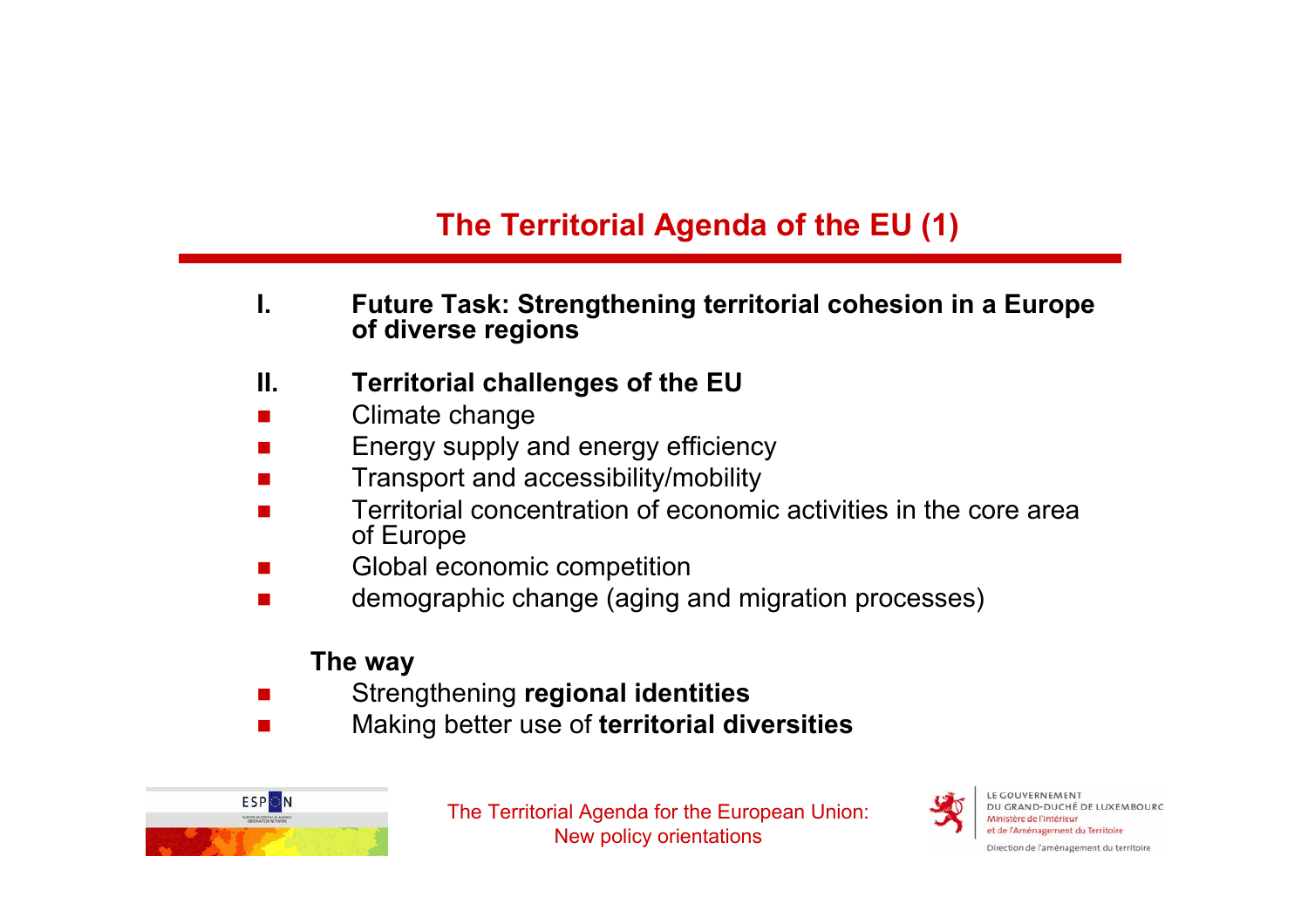# The Territorial Agenda of the EU (1)

**I. Future Task: Strengthening territorial cohesion in a Europe of diverse regions**

**II. Territorial challenges of the EU**

- Climate change
- Energy supply and energy efficiency
- Transport and accessibility/mobility
- Territorial concentration of economic activities in the core area of Europe
- Global economic competition
- demographic change (aging and migration processes)

**The way**

- Strengthening **regional identities**
- Making better use of **territorial diversities**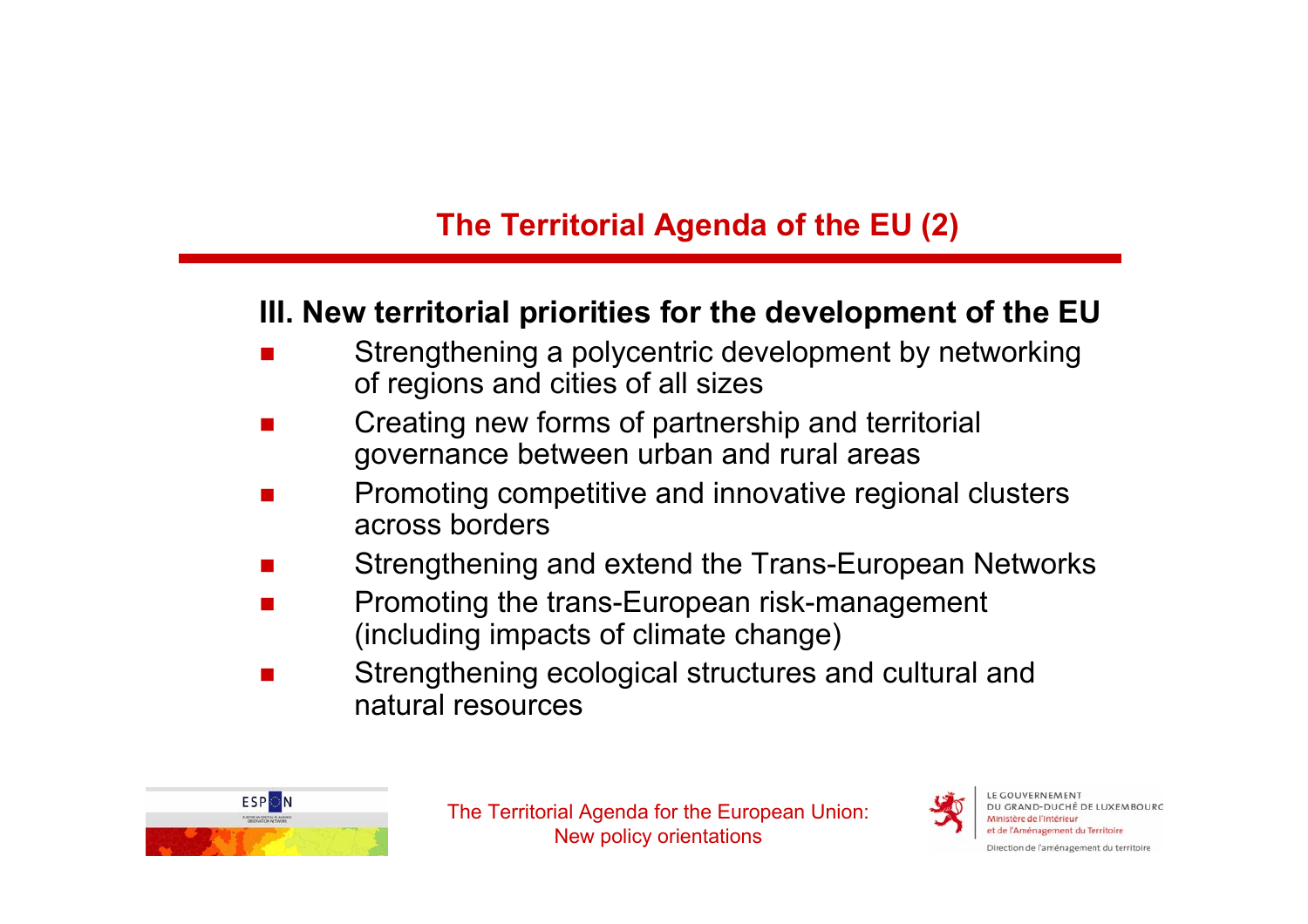## The Territorial Agenda of the EU (2)

### III. New territorial priorities for the development of the EU

- Strengthening a polycentric development by networking of regions and cities of all sizes
- Creating new forms of partnership and territorial governance between urban and rural areas
- Promoting competitive and innovative regional clusters across borders
- Strengthening and extend the Trans-European Networks
- Promoting the trans-European risk-management (including impacts of climate change)
- Strengthening ecological structures and cultural and natural resources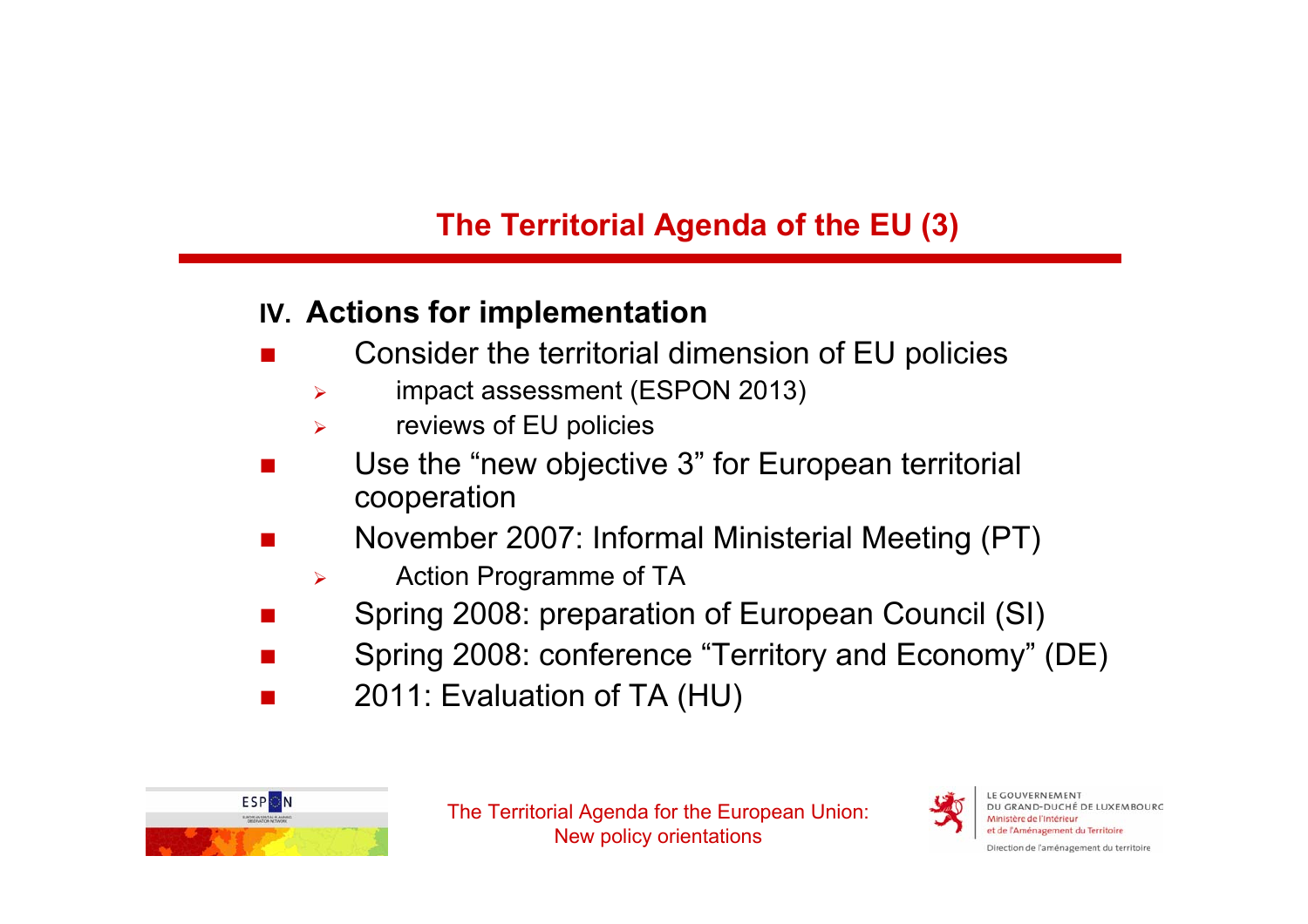## The Territorial Agenda of the EU (3)

### IV. Actions for implementation

- Consider the territorial dimension of EU policies
  - impact assessment (ESPON 2013)
  - reviews of EU policies
- Use the “new objective 3” for European territorial cooperation
- November 2007: Informal Ministerial Meeting (PT)
  - Action Programme of TA
- Spring 2008: preparation of European Council (SI)
- Spring 2008: conference “Territory and Economy” (DE)
- 2011: Evaluation of TA (HU)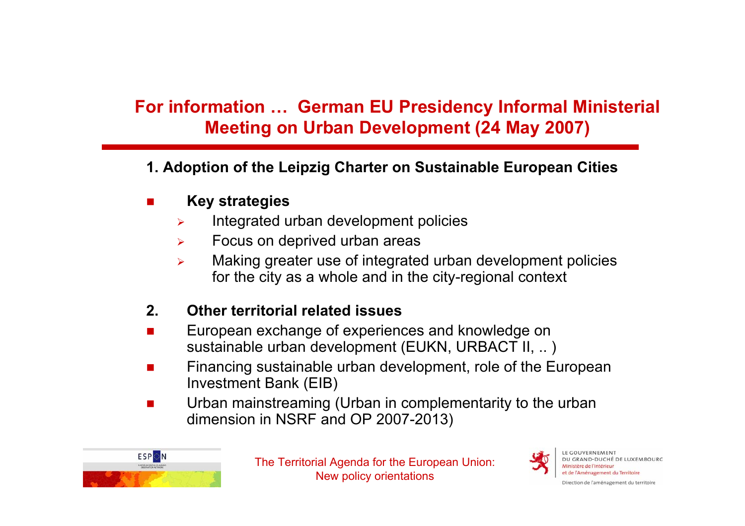## For information … German EU Presidency Informal Ministerial Meeting on Urban Development (24 May 2007)

**1. Adoption of the Leipzig Charter on Sustainable European Cities**

- **Key strategies**
  - Integrated urban development policies
  - Focus on deprived urban areas
  - Making greater use of integrated urban development policies for the city as a whole and in the city-regional context

**2. Other territorial related issues**

- European exchange of experiences and knowledge on sustainable urban development (EUKN, URBACT II, .. )
- Financing sustainable urban development, role of the European Investment Bank (EIB)
- Urban mainstreaming (Urban in complementarity to the urban dimension in NSRF and OP 2007-2013)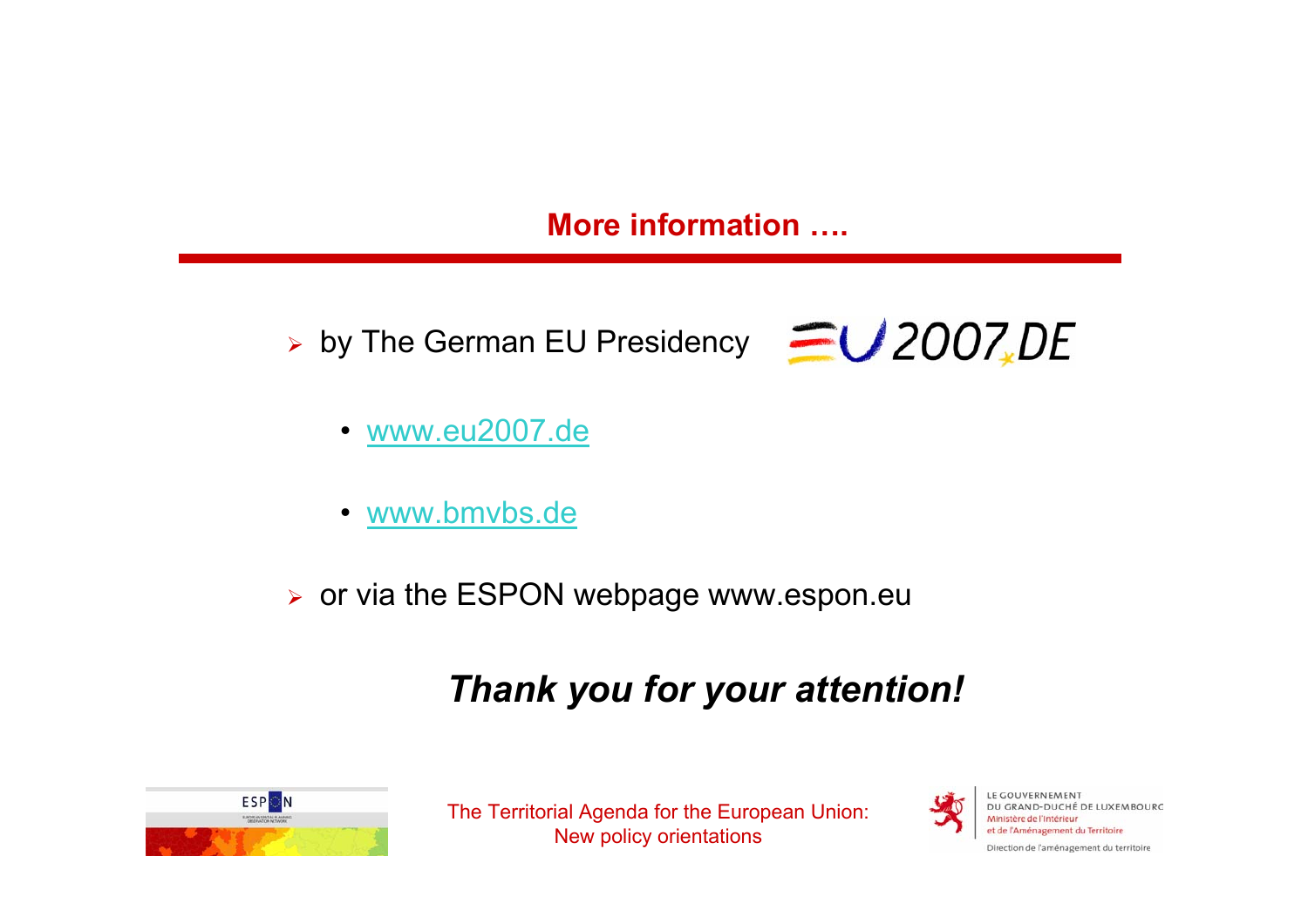## More information ….

- by The German EU Presidency
  - www.eu2007.de
  - www.bmvbs.de
- or via the ESPON webpage www.espon.eu

***Thank you for your attention!***

The Territorial Agenda for the European Union:
New policy orientations